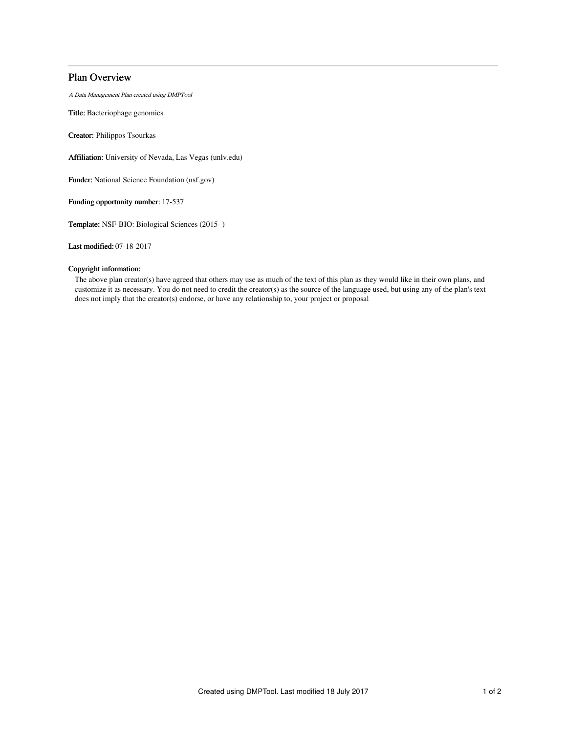# Plan Overview

*A Data Management Plan created using DMPTool*

**Title:** Bacteriophage genomics

**Creator:** Philippos Tsourkas

**Affiliation:** University of Nevada, Las Vegas (unlv.edu)

**Funder:** National Science Foundation (nsf.gov)

**Funding opportunity number:** 17-537

**Template:** NSF-BIO: Biological Sciences (2015- )

**Last modified:** 07-18-2017

**Copyright information:**

The above plan creator(s) have agreed that others may use as much of the text of this plan as they would like in their own plans, and customize it as necessary. You do not need to credit the creator(s) as the source of the language used, but using any of the plan's text does not imply that the creator(s) endorse, or have any relationship to, your project or proposal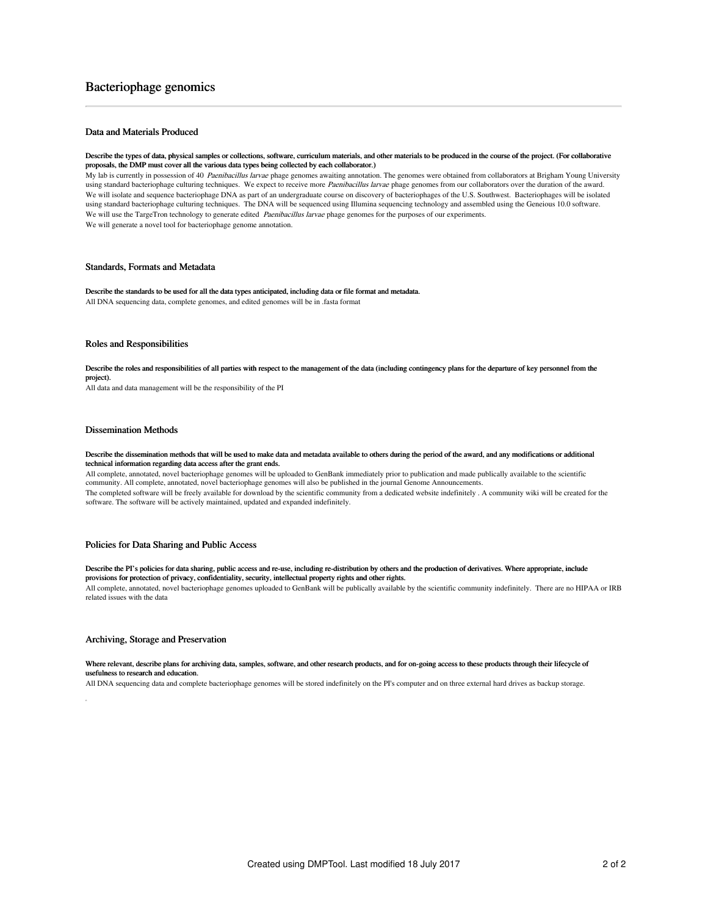# Bacteriophage genomics

## Data and Materials Produced

**Describe the types of data, physical samples or collections, software, curriculum materials, and other materials to be produced in the course of the project. (For collaborative proposals, the DMP must cover all the various data types being collected by each collaborator.)**

My lab is currently in possession of 40 *Paenibacillus larvae* phage genomes awaiting annotation. The genomes were obtained from collaborators at Brigham Young University using standard bacteriophage culturing techniques. We expect to receive more *Paenibacillus larvae* phage genomes from our collaborators over the duration of the award.

We will isolate and sequence bacteriophage DNA as part of an undergraduate course on discovery of bacteriophages of the U.S. Southwest. Bacteriophages will be isolated using standard bacteriophage culturing techniques. The DNA will be sequenced using Illumina sequencing technology and assembled using the Geneious 10.0 software.

We will use the TargeTron technology to generate edited *Paenibacillus larvae* phage genomes for the purposes of our experiments.

We will generate a novel tool for bacteriophage genome annotation.

## Standards, Formats and Metadata

**Describe the standards to be used for all the data types anticipated, including data or file format and metadata.**

All DNA sequencing data, complete genomes, and edited genomes will be in .fasta format

## Roles and Responsibilities

**Describe the roles and responsibilities of all parties with respect to the management of the data (including contingency plans for the departure of key personnel from the project).**

All data and data management will be the responsibility of the PI

## Dissemination Methods

**Describe the dissemination methods that will be used to make data and metadata available to others during the period of the award, and any modifications or additional technical information regarding data access after the grant ends.**

All complete, annotated, novel bacteriophage genomes will be uploaded to GenBank immediately prior to publication and made publically available to the scientific community. All complete, annotated, novel bacteriophage genomes will also be published in the journal Genome Announcements.

The completed software will be freely available for download by the scientific community from a dedicated website indefinitely . A community wiki will be created for the software. The software will be actively maintained, updated and expanded indefinitely.

## Policies for Data Sharing and Public Access

**Describe the PI's policies for data sharing, public access and re-use, including re-distribution by others and the production of derivatives. Where appropriate, include provisions for protection of privacy, confidentiality, security, intellectual property rights and other rights.**

All complete, annotated, novel bacteriophage genomes uploaded to GenBank will be publically available by the scientific community indefinitely. There are no HIPAA or IRB related issues with the data

## Archiving, Storage and Preservation

**Where relevant, describe plans for archiving data, samples, software, and other research products, and for on-going access to these products through their lifecycle of usefulness to research and education.**

All DNA sequencing data and complete bacteriophage genomes will be stored indefinitely on the PI's computer and on three external hard drives as backup storage.

.

Created using DMPTool. Last modified 18 July 2017